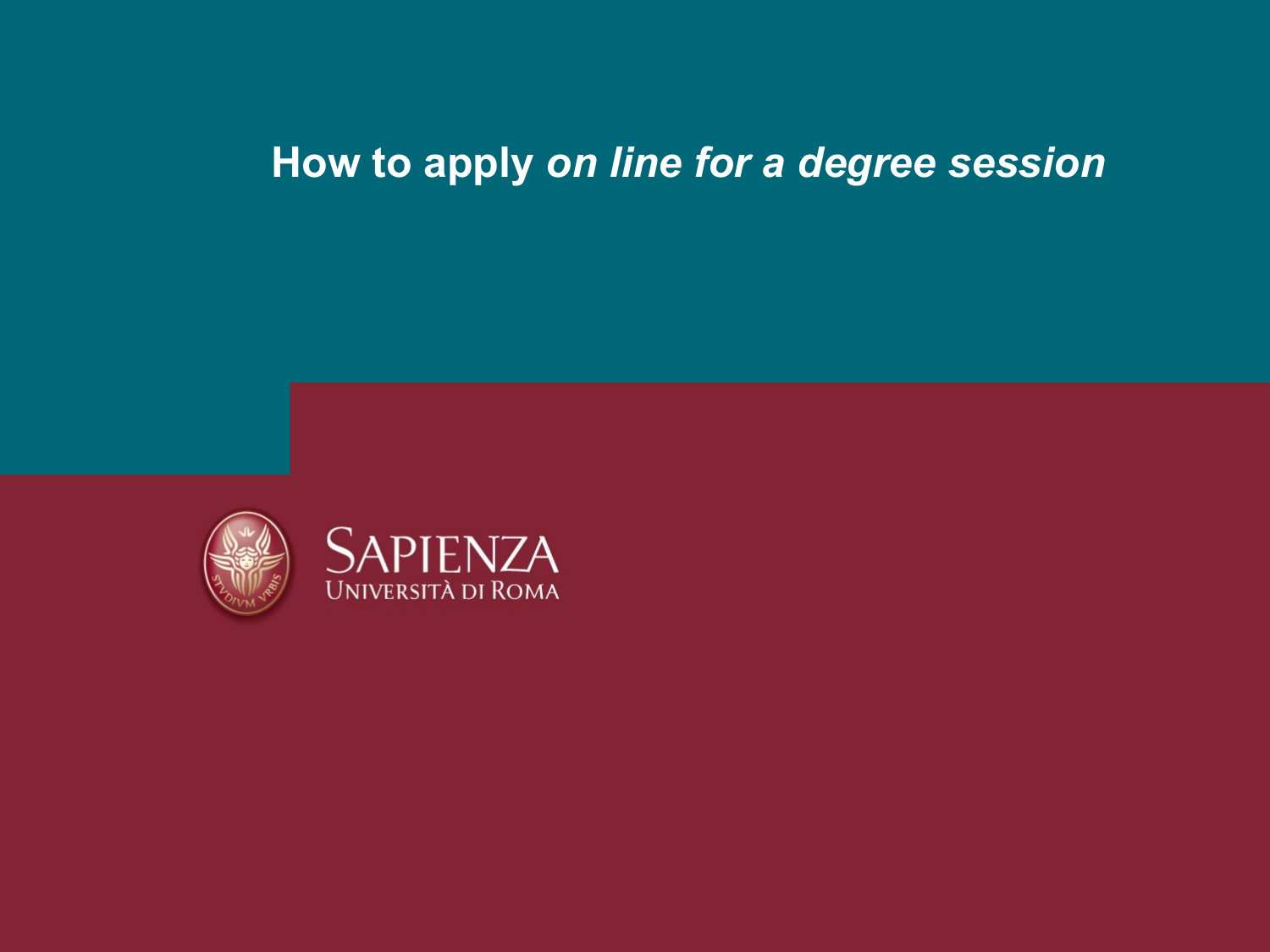# How to apply *on line for a degree session*

SAPIENZA
UNIVERSITÀ DI ROMA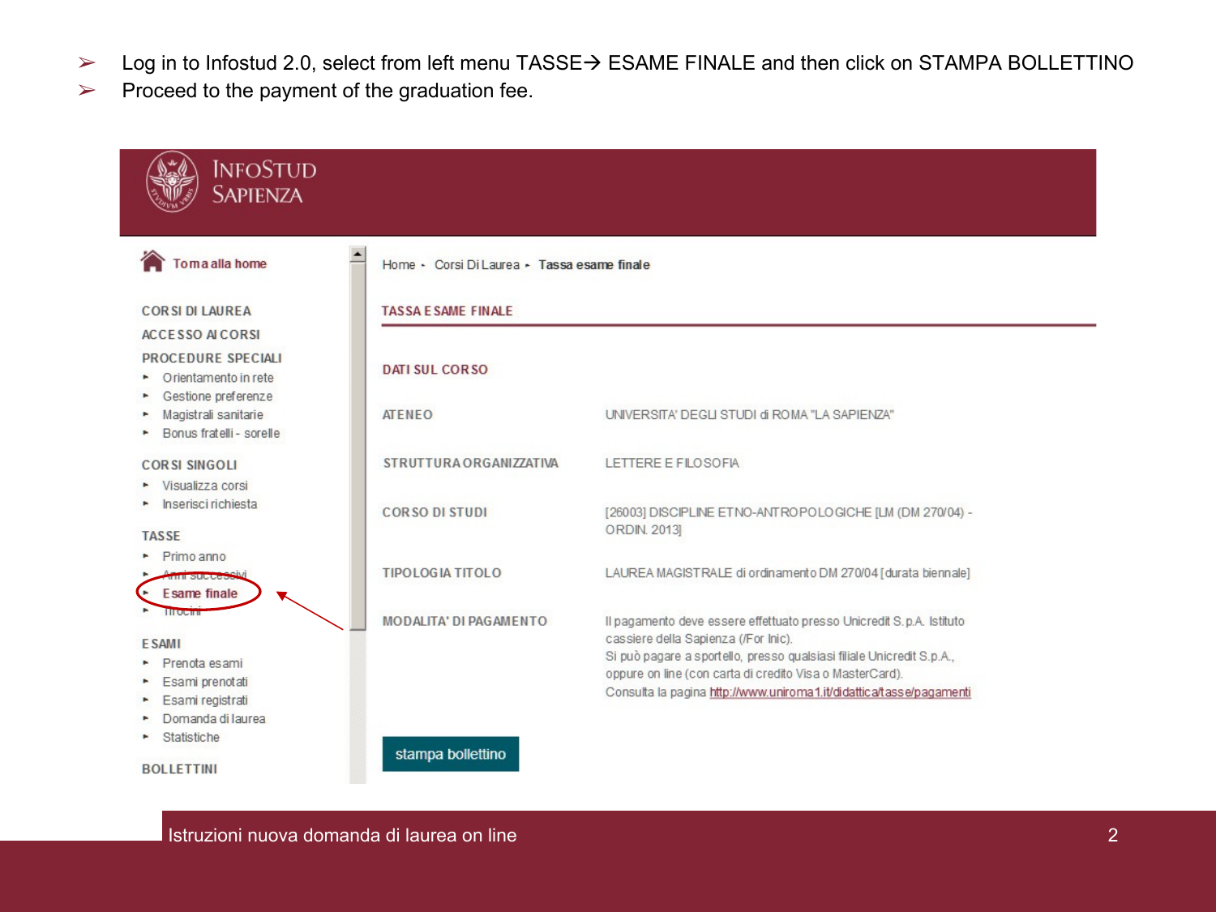- Log in to Infostud 2.0, select from left menu TASSE→ ESAME FINALE and then click on STAMPA BOLLETTINO
- Proceed to the payment of the graduation fee.

INFOSTUD SAPIENZA

Torna alla home

CORSI DI LAUREA
ACCESSO AI CORSI
PROCEDURE SPECIALI
- Orientamento in rete
- Gestione preferenze
- Magistrali sanitarie
- Bonus fratelli - sorelle

CORSI SINGOLI
- Visualizza corsi
- Inserisci richiesta

TASSE
- Primo anno
- Anni successivi
- Esame finale
- Tirocini

ESAMI
- Prenota esami
- Esami prenotati
- Esami registrati
- Domanda di laurea
- Statistiche

BOLLETTINI

Home ▸ Corsi Di Laurea ▸ Tassa esame finale

TASSA ESAME FINALE

DATI SUL CORSO

| | |
|---|---|
| ATENEO | UNIVERSITA' DEGLI STUDI di ROMA "LA SAPIENZA" |
| STRUTTURA ORGANIZZATIVA | LETTERE E FILOSOFIA |
| CORSO DI STUDI | [26003] DISCIPLINE ETNO-ANTROPOLOGICHE [LM (DM 270/04) - ORDIN. 2013] |
| TIPOLOGIA TITOLO | LAUREA MAGISTRALE di ordinamento DM 270/04 [durata biennale] |
| MODALITA' DI PAGAMENTO | Il pagamento deve essere effettuato presso Unicredit S.p.A. Istituto cassiere della Sapienza (/For Inic). Si può pagare a sportello, presso qualsiasi filiale Unicredit S.p.A., oppure on line (con carta di credito Visa o MasterCard). Consulta la pagina http://www.uniroma1.it/didattica/tasse/pagamenti |

stampa bollettino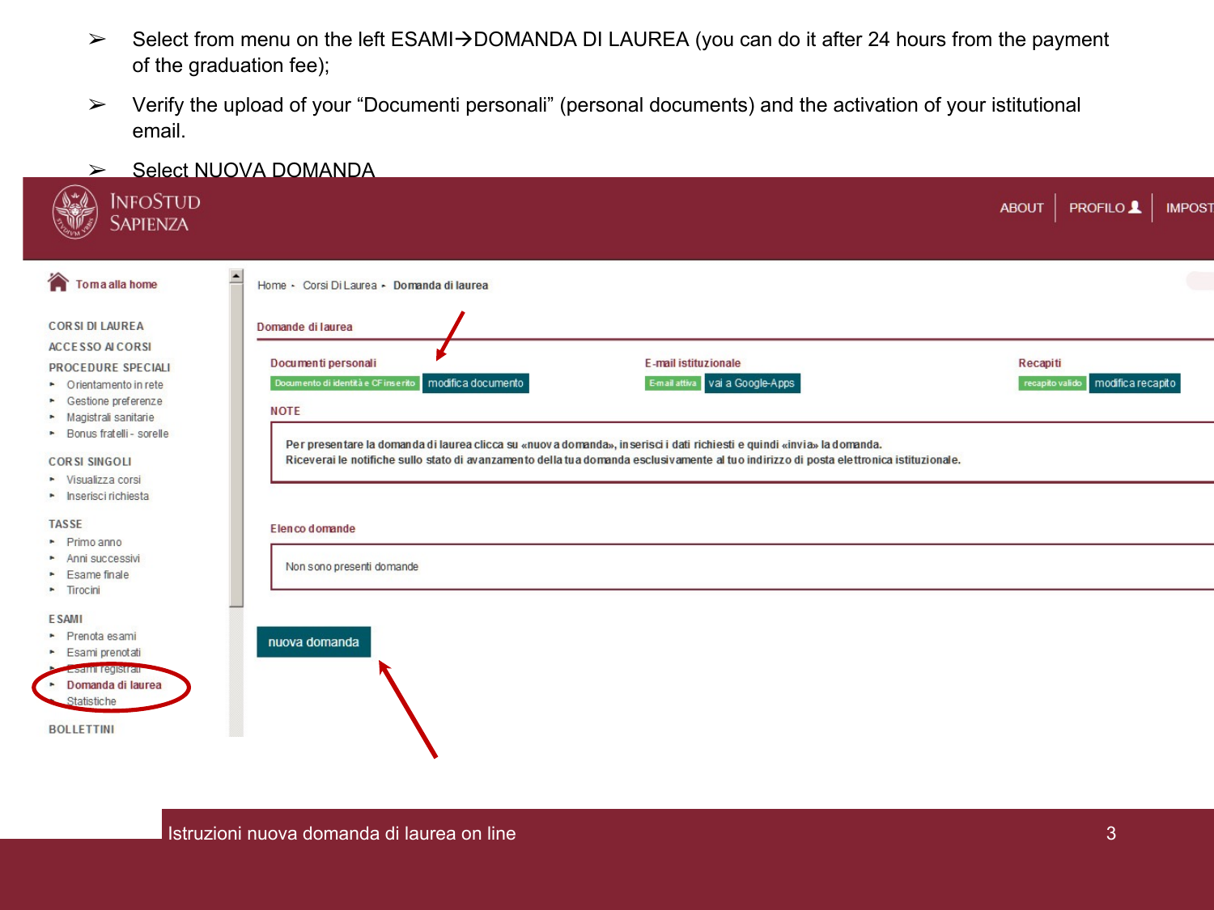- Select from menu on the left ESAMI→DOMANDA DI LAUREA (you can do it after 24 hours from the payment of the graduation fee);
- Verify the upload of your “Documenti personali” (personal documents) and the activation of your istitutional email.
- Select NUOVA DOMANDA

INFOSTUD SAPIENZA

ABOUT | PROFILO | IMPOST

Torna alla home

CORSI DI LAUREA
ACCESSO AI CORSI
PROCEDURE SPECIALI
- Orientamento in rete
- Gestione preferenze
- Magistrali sanitarie
- Bonus fratelli - sorelle

CORSI SINGOLI
- Visualizza corsi
- Inserisci richiesta

TASSE
- Primo anno
- Anni successivi
- Esame finale
- Tirocini

ESAMI
- Prenota esami
- Esami prenotati
- Esami registrati
- Domanda di laurea
- Statistiche

BOLLETTINI

Home ▸ Corsi Di Laurea ▸ Domanda di laurea

Domande di laurea

Documenti personali: Documento di identità e CF inserito | modifica documento

E-mail istituzionale: E-mail attiva | vai a Google-Apps

Recapiti: recapito valido | modifica recapito

NOTE

Per presentare la domanda di laurea clicca su «nuova domanda», inserisci i dati richiesti e quindi «invia» la domanda.
Riceverai le notifiche sullo stato di avanzamento della tua domanda esclusivamente al tuo indirizzo di posta elettronica istituzionale.

Elenco domande

Non sono presenti domande

nuova domanda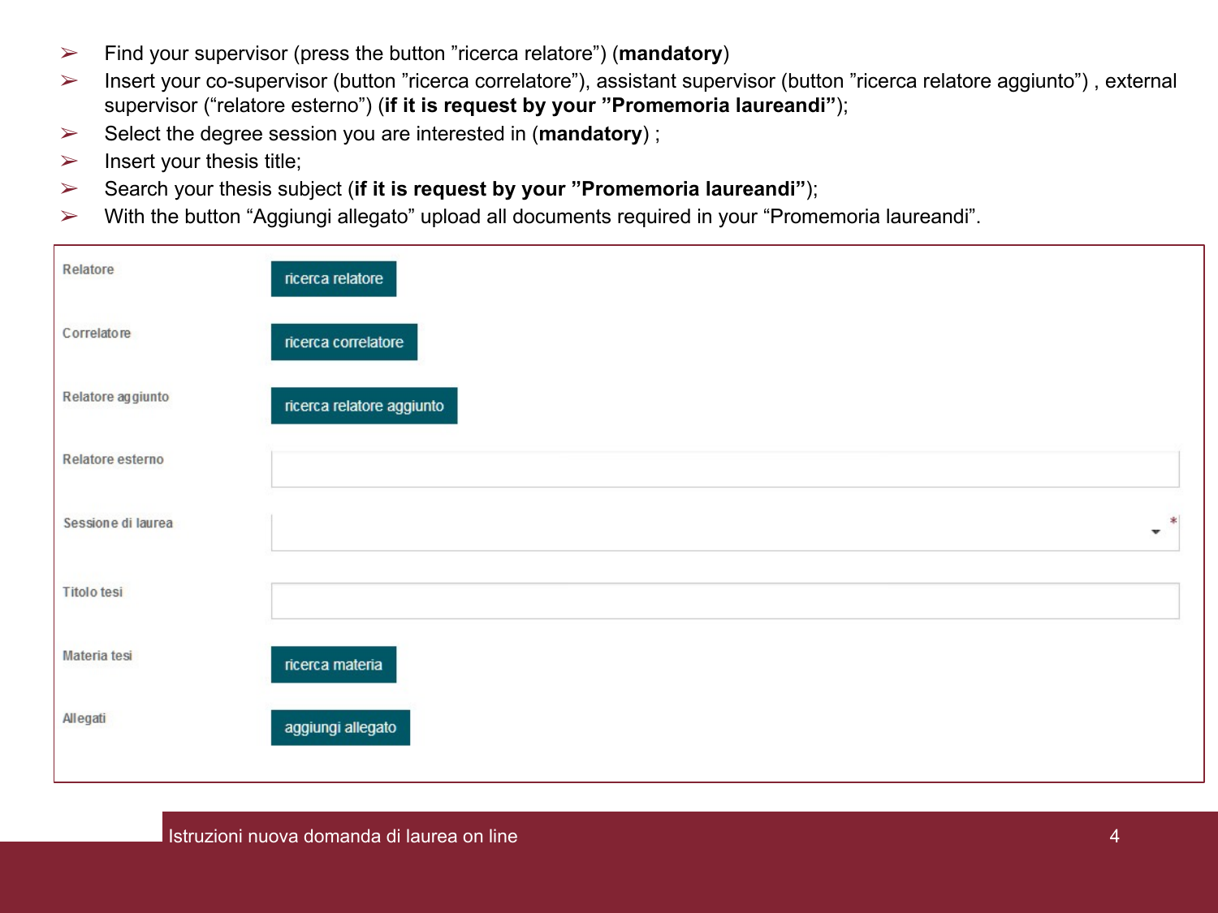- Find your supervisor (press the button ”ricerca relatore”) (**mandatory**)
- Insert your co-supervisor (button ”ricerca correlatore”), assistant supervisor (button ”ricerca relatore aggiunto”) , external supervisor (“relatore esterno”) (**if it is request by your ”Promemoria laureandi”**);
- Select the degree session you are interested in (**mandatory**) ;
- Insert your thesis title;
- Search your thesis subject (**if it is request by your ”Promemoria laureandi”**);
- With the button “Aggiungi allegato” upload all documents required in your “Promemoria laureandi”.

| | |
|---|---|
| Relatore | ricerca relatore |
| Correlatore | ricerca correlatore |
| Relatore aggiunto | ricerca relatore aggiunto |
| Relatore esterno | |
| Sessione di laurea | * |
| Titolo tesi | |
| Materia tesi | ricerca materia |
| Allegati | aggiungi allegato |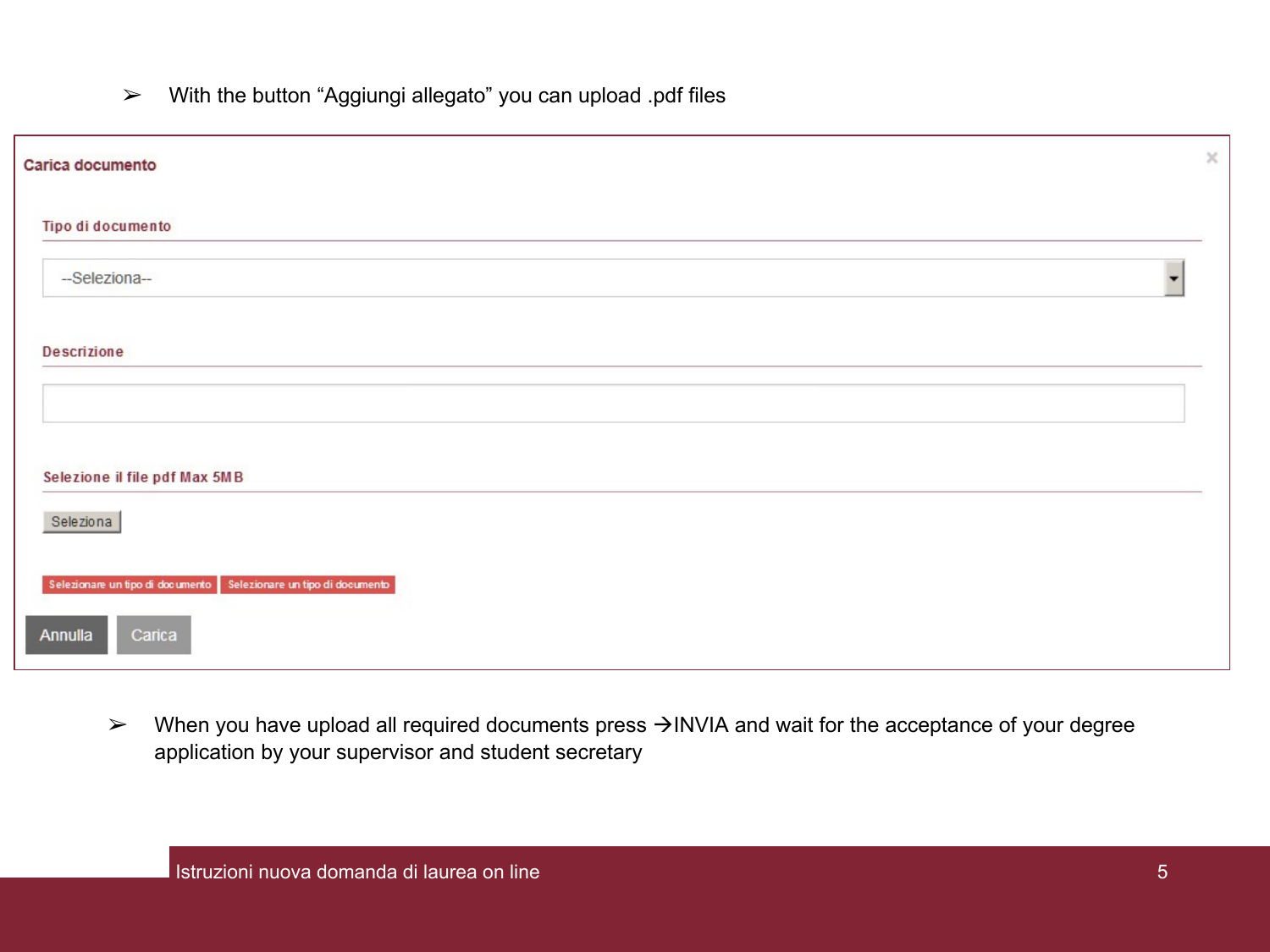- With the button “Aggiungi allegato” you can upload .pdf files

**Carica documento**

**Tipo di documento**

--Seleziona--

**Descrizione**

**Selezione il file pdf Max 5MB**

Seleziona

Selezionare un tipo di documento | Selezionare un tipo di documento

Annulla | Carica

- When you have upload all required documents press →INVIA and wait for the acceptance of your degree application by your supervisor and student secretary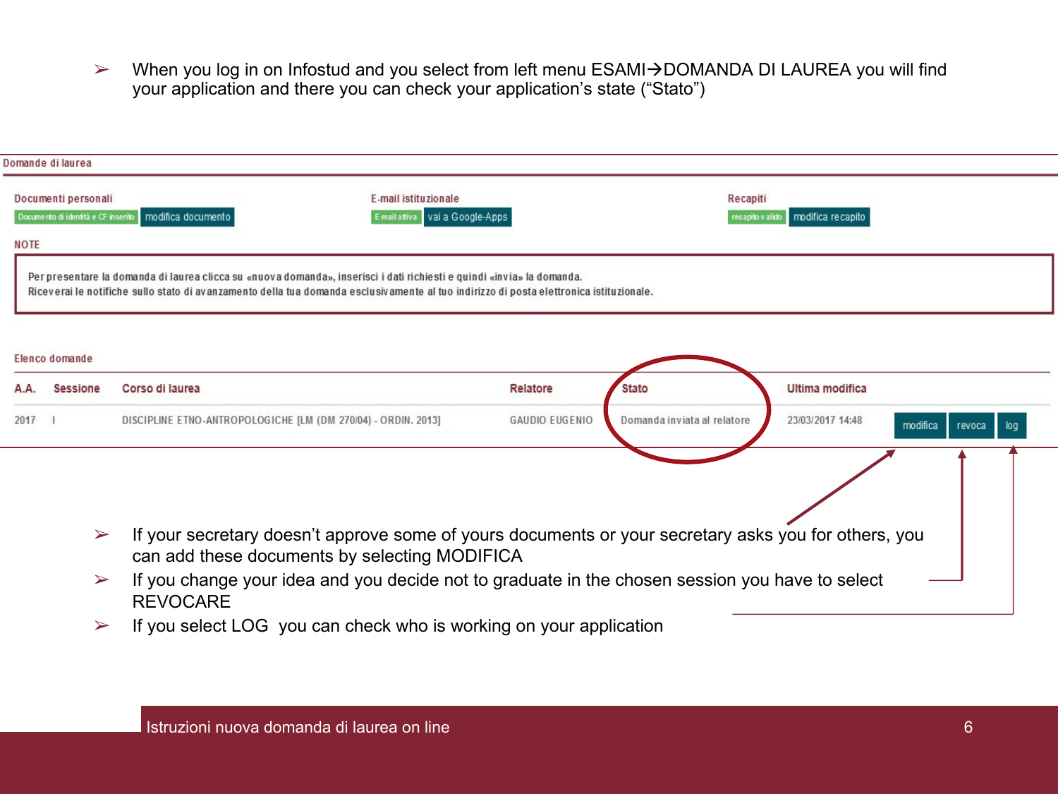- When you log in on Infostud and you select from left menu ESAMI→DOMANDA DI LAUREA you will find your application and there you can check your application's state ("Stato")

Domande di laurea

Documenti personali
Documento di identità e CF inserito | modifica documento

E-mail istituzionale
E-mail attiva | vai a Google-Apps

Recapiti
recapito valido | modifica recapito

NOTE

Per presentare la domanda di laurea clicca su «nuova domanda», inserisci i dati richiesti e quindi «invia» la domanda.
Riceverai le notifiche sullo stato di avanzamento della tua domanda esclusivamente al tuo indirizzo di posta elettronica istituzionale.

Elenco domande

| A.A. | Sessione | Corso di laurea | Relatore | Stato | Ultima modifica | |
|---|---|---|---|---|---|---|
| 2017 | I | DISCIPLINE ETNO-ANTROPOLOGICHE [LM (DM 270/04) - ORDIN. 2013] | GAUDIO EUGENIO | Domanda inviata al relatore | 23/03/2017 14:48 | modifica revoca log |

- If your secretary doesn't approve some of yours documents or your secretary asks you for others, you can add these documents by selecting MODIFICA
- If you change your idea and you decide not to graduate in the chosen session you have to select REVOCARE
- If you select LOG you can check who is working on your application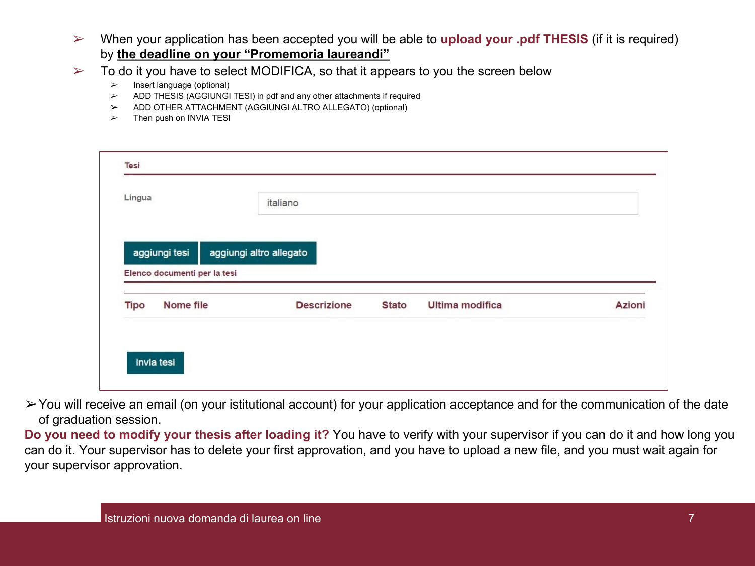- When your application has been accepted you will be able to **upload your .pdf THESIS** (if it is required) by **the deadline on your "Promemoria laureandi"**
- To do it you have to select MODIFICA, so that it appears to you the screen below
  - Insert language (optional)
  - ADD THESIS (AGGIUNGI TESI) in pdf and any other attachments if required
  - ADD OTHER ATTACHMENT (AGGIUNGI ALTRO ALLEGATO) (optional)
  - Then push on INVIA TESI

Tesi

Lingua: italiano

aggiungi tesi | aggiungi altro allegato

Elenco documenti per la tesi

| Tipo | Nome file | Descrizione | Stato | Ultima modifica | Azioni |
|---|---|---|---|---|---|

invia tesi

- You will receive an email (on your istitutional account) for your application acceptance and for the communication of the date of graduation session.

**Do you need to modify your thesis after loading it?** You have to verify with your supervisor if you can do it and how long you can do it. Your supervisor has to delete your first approvation, and you have to upload a new file, and you must wait again for your supervisor approvation.